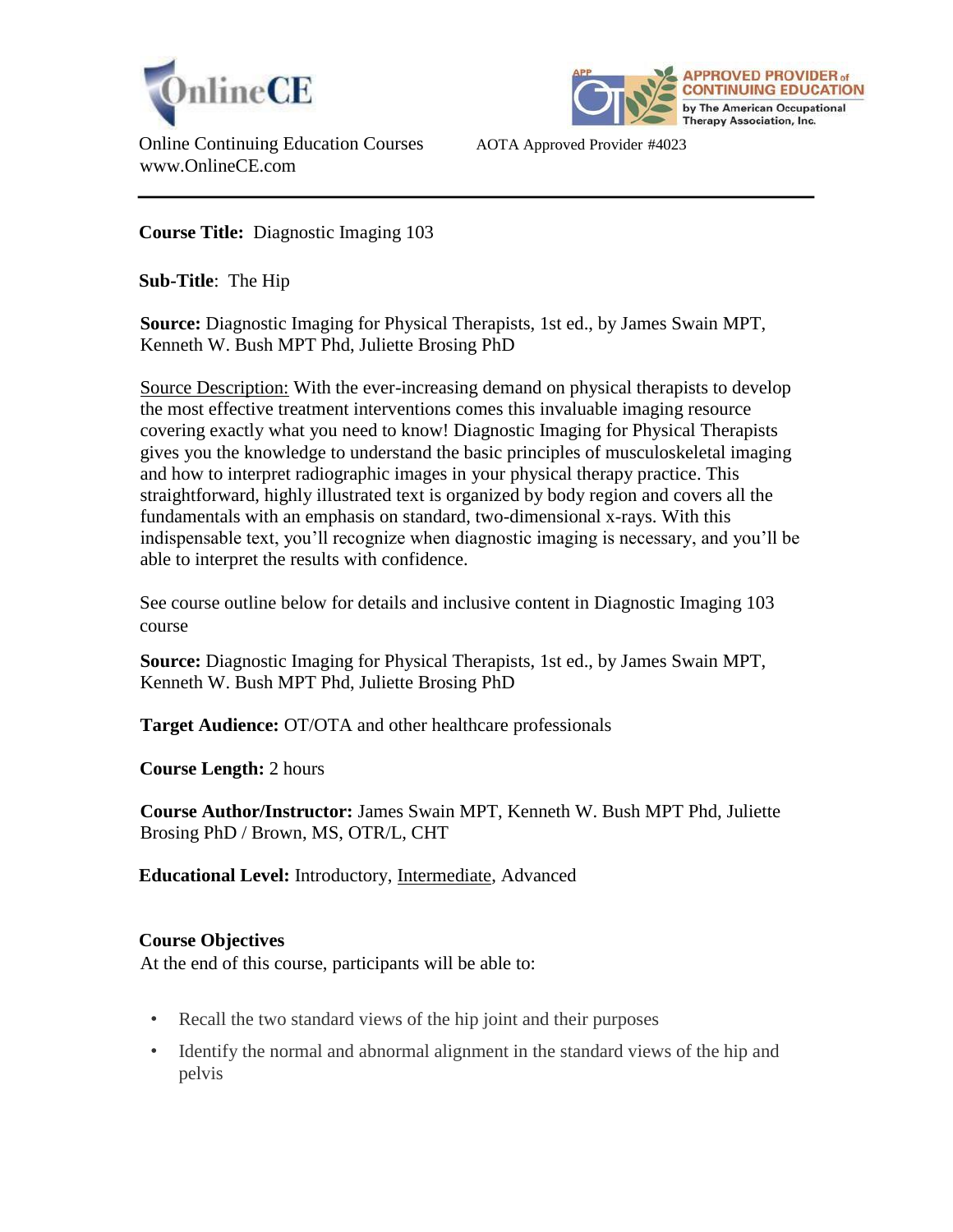Online Continuing Education Courses
www.OnlineCE.com

AOTA Approved Provider #4023

---

**Course Title:** Diagnostic Imaging 103

**Sub-Title**: The Hip

**Source:** Diagnostic Imaging for Physical Therapists, 1st ed., by James Swain MPT, Kenneth W. Bush MPT Phd, Juliette Brosing PhD

Source Description: With the ever-increasing demand on physical therapists to develop the most effective treatment interventions comes this invaluable imaging resource covering exactly what you need to know! Diagnostic Imaging for Physical Therapists gives you the knowledge to understand the basic principles of musculoskeletal imaging and how to interpret radiographic images in your physical therapy practice. This straightforward, highly illustrated text is organized by body region and covers all the fundamentals with an emphasis on standard, two-dimensional x-rays. With this indispensable text, you'll recognize when diagnostic imaging is necessary, and you'll be able to interpret the results with confidence.

See course outline below for details and inclusive content in Diagnostic Imaging 103 course

**Source:** Diagnostic Imaging for Physical Therapists, 1st ed., by James Swain MPT, Kenneth W. Bush MPT Phd, Juliette Brosing PhD

**Target Audience:** OT/OTA and other healthcare professionals

**Course Length:** 2 hours

**Course Author/Instructor:** James Swain MPT, Kenneth W. Bush MPT Phd, Juliette Brosing PhD / Brown, MS, OTR/L, CHT

**Educational Level:** Introductory, Intermediate, Advanced

**Course Objectives**
At the end of this course, participants will be able to:

- Recall the two standard views of the hip joint and their purposes
- Identify the normal and abnormal alignment in the standard views of the hip and pelvis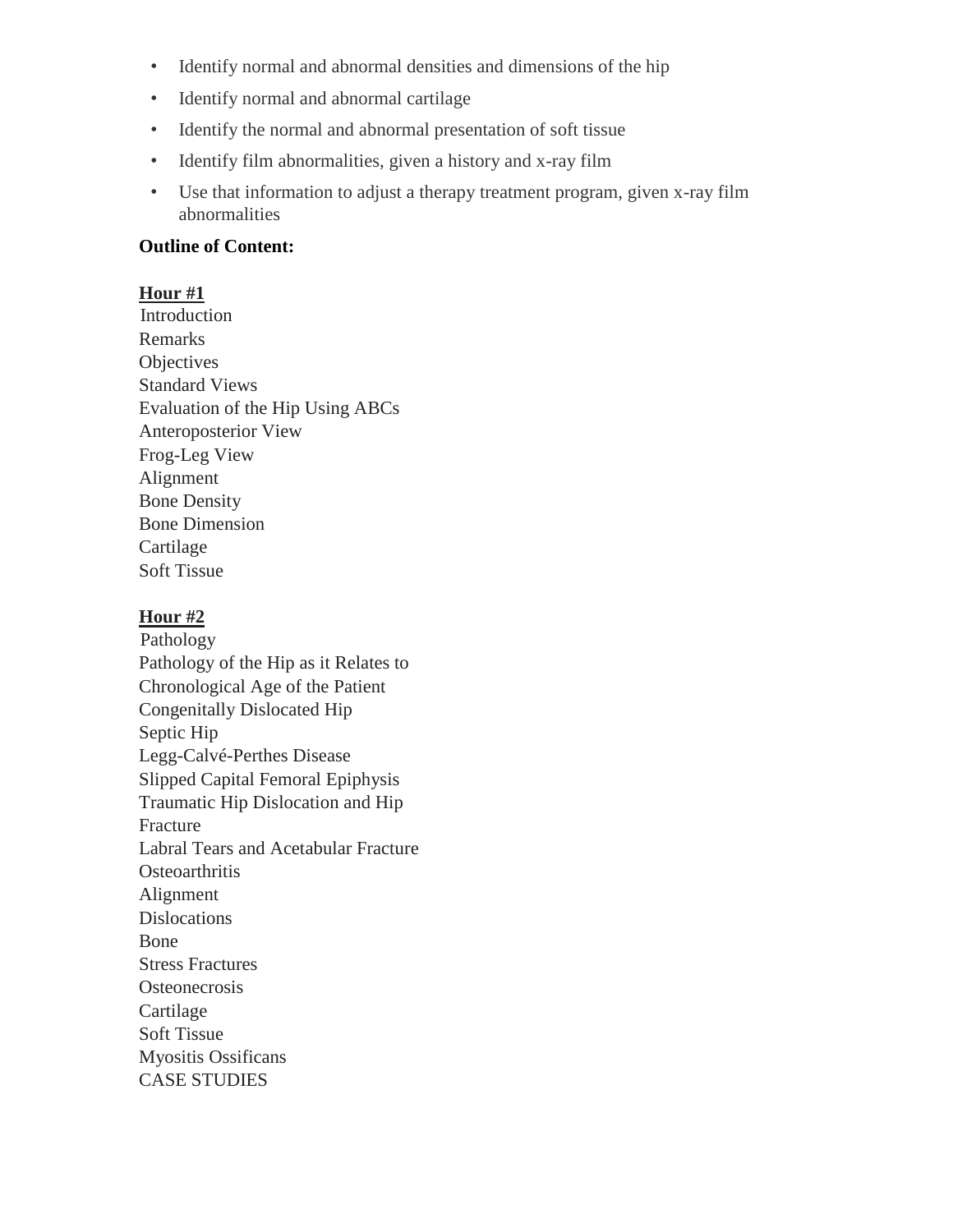- Identify normal and abnormal densities and dimensions of the hip
- Identify normal and abnormal cartilage
- Identify the normal and abnormal presentation of soft tissue
- Identify film abnormalities, given a history and x-ray film
- Use that information to adjust a therapy treatment program, given x-ray film abnormalities

**Outline of Content:**

**Hour #1**

Introduction
Remarks
Objectives
Standard Views
Evaluation of the Hip Using ABCs
Anteroposterior View
Frog-Leg View
Alignment
Bone Density
Bone Dimension
Cartilage
Soft Tissue

**Hour #2**

Pathology
Pathology of the Hip as it Relates to
Chronological Age of the Patient
Congenitally Dislocated Hip
Septic Hip
Legg-Calvé-Perthes Disease
Slipped Capital Femoral Epiphysis
Traumatic Hip Dislocation and Hip
Fracture
Labral Tears and Acetabular Fracture
Osteoarthritis
Alignment
Dislocations
Bone
Stress Fractures
Osteonecrosis
Cartilage
Soft Tissue
Myositis Ossificans
CASE STUDIES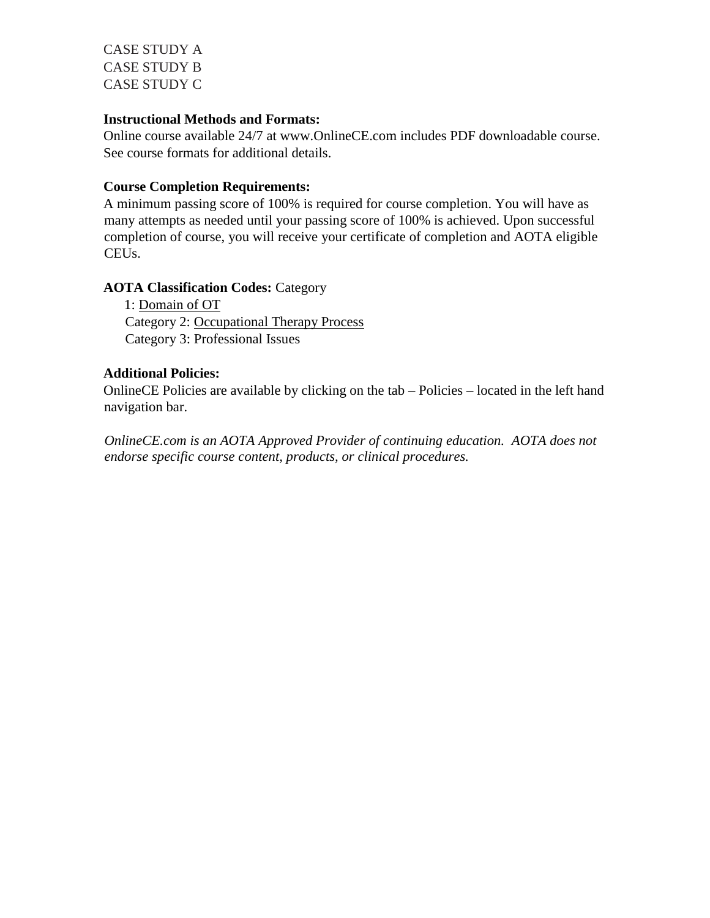CASE STUDY A
CASE STUDY B
CASE STUDY C

**Instructional Methods and Formats:**
Online course available 24/7 at www.OnlineCE.com includes PDF downloadable course. See course formats for additional details.

**Course Completion Requirements:**
A minimum passing score of 100% is required for course completion. You will have as many attempts as needed until your passing score of 100% is achieved. Upon successful completion of course, you will receive your certificate of completion and AOTA eligible CEUs.

**AOTA Classification Codes:** Category 1: Domain of OT
Category 2: Occupational Therapy Process
Category 3: Professional Issues

**Additional Policies:**
OnlineCE Policies are available by clicking on the tab – Policies – located in the left hand navigation bar.

*OnlineCE.com is an AOTA Approved Provider of continuing education. AOTA does not endorse specific course content, products, or clinical procedures.*